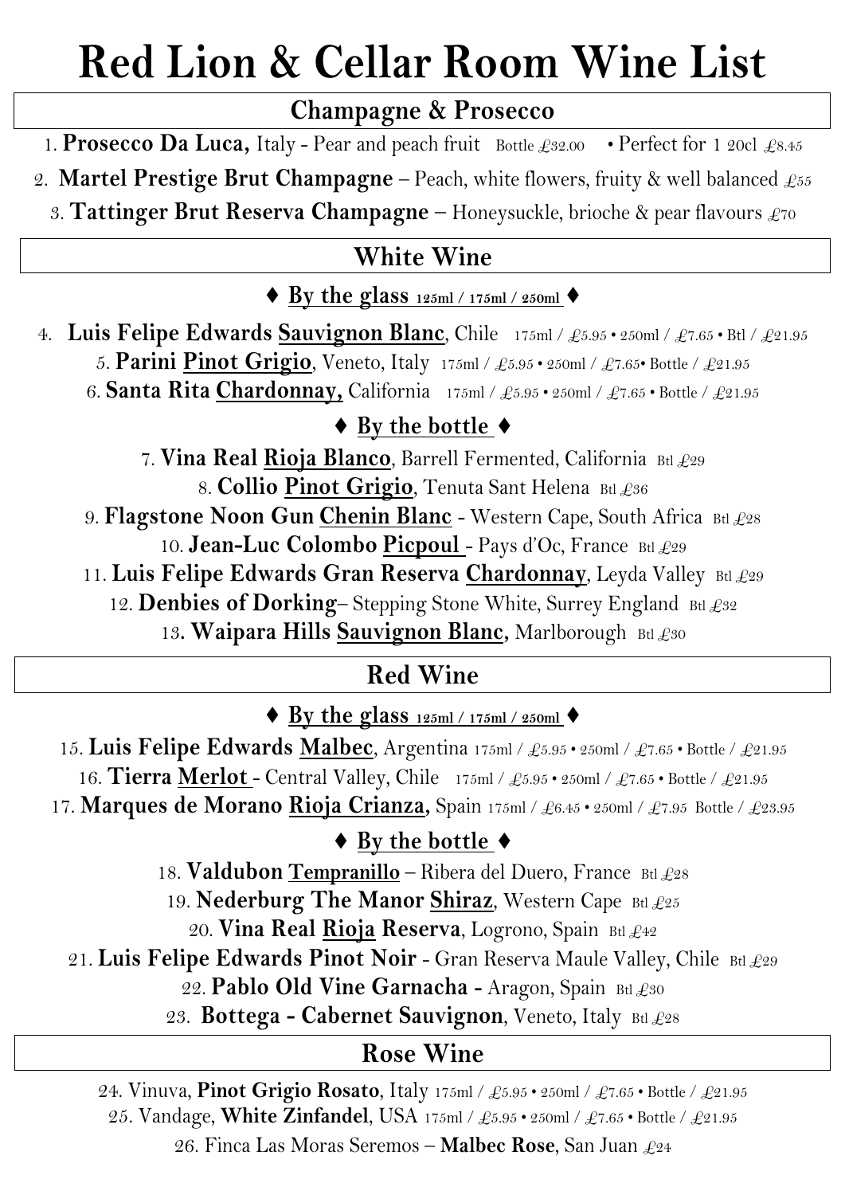# Red Lion & Cellar Room Wine List

## Champagne & Prosecco

1. **Prosecco Da Luca,** Italy - Pear and peach fruit Bottle £32.00 • Perfect for 1 20cl £8.45

2. **Martel Prestige Brut Champagne** – Peach, white flowers, fruity & well balanced £55

3. **Tattinger Brut Reserva Champagne** – Honeysuckle, brioche & pear flavours £70

## White Wine

### ♦ By the glass 125ml / 175ml / 250ml ♦

4. **Luis Felipe Edwards Sauvignon Blanc**, Chile 175ml / £5.95 • 250ml / £7.65 • Btl / £21.95

5. **Parini Pinot Grigio**, Veneto, Italy 175ml / £5.95 • 250ml / £7.65• Bottle / £21.95

6. **Santa Rita Chardonnay,** California 175ml / £5.95 • 250ml / £7.65 • Bottle / £21.95

### ♦ By the bottle ♦

7. **Vina Real Rioja Blanco**, Barrell Fermented, California Btl £29

8. **Collio Pinot Grigio**, Tenuta Sant Helena Btl £36

9. **Flagstone Noon Gun Chenin Blanc** - Western Cape, South Africa Btl £28

10. **Jean-Luc Colombo Picpoul** - Pays d'Oc, France Btl £29

11. **Luis Felipe Edwards Gran Reserva Chardonnay**, Leyda Valley Btl £29

12. **Denbies of Dorking**– Stepping Stone White, Surrey England Btl £32

13. **Waipara Hills Sauvignon Blanc,** Marlborough Btl £30

## Red Wine

### ♦ By the glass 125ml / 175ml / 250ml ♦

15. **Luis Felipe Edwards Malbec**, Argentina 175ml / £5.95 • 250ml / £7.65 • Bottle / £21.95

16. **Tierra Merlot** - Central Valley, Chile 175ml / £5.95 • 250ml / £7.65 • Bottle / £21.95

17. **Marques de Morano Rioja Crianza,** Spain 175ml / £6.45 • 250ml / £7.95 Bottle / £23.95

### ♦ By the bottle ♦

18. **Valdubon Tempranillo** – Ribera del Duero, France Btl £28

19. **Nederburg The Manor Shiraz**, Western Cape Btl £25

20. **Vina Real Rioja Reserva**, Logrono, Spain Btl £42

21. **Luis Felipe Edwards Pinot Noir** - Gran Reserva Maule Valley, Chile Btl £29

22. **Pablo Old Vine Garnacha -** Aragon, Spain Btl £30

23. **Bottega - Cabernet Sauvignon**, Veneto, Italy Btl £28

## Rose Wine

24. Vinuva, **Pinot Grigio Rosato**, Italy 175ml / £5.95 • 250ml / £7.65 • Bottle / £21.95

25. Vandage, **White Zinfandel**, USA 175ml / £5.95 • 250ml / £7.65 • Bottle / £21.95

26. Finca Las Moras Seremos – **Malbec Rose**, San Juan £24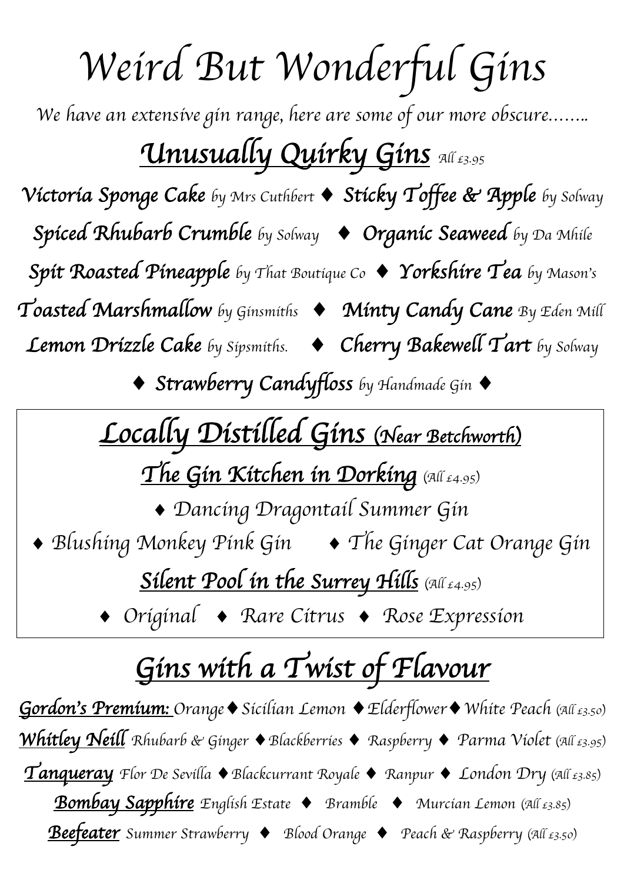# Weird But Wonderful Gins

*We have an extensive gin range, here are some of our more obscure……..*

## Unusually Quirky Gins *All £3.95*

***Victoria Sponge Cake*** *by Mrs Cuthbert* ♦ ***Sticky Toffee & Apple*** *by Solway*

***Spiced Rhubarb Crumble*** *by Solway* ♦ ***Organic Seaweed*** *by Da Mhile*

***Spit Roasted Pineapple*** *by That Boutique Co* ♦ ***Yorkshire Tea*** *by Mason's*

***Toasted Marshmallow*** *by Ginsmiths* ♦ ***Minty Candy Cane*** *By Eden Mill*

***Lemon Drizzle Cake*** *by Sipsmiths.* ♦ ***Cherry Bakewell Tart*** *by Solway*

♦ ***Strawberry Candyfloss*** *by Handmade Gin* ♦

## Locally Distilled Gins (Near Betchworth)

### The Gin Kitchen in Dorking (All £4.95)

♦ Dancing Dragontail Summer Gin

♦ Blushing Monkey Pink Gin ♦ The Ginger Cat Orange Gin

### Silent Pool in the Surrey Hills (All £4.95)

♦ Original ♦ Rare Citrus ♦ Rose Expression

## Gins with a Twist of Flavour

**Gordon's Premium:** Orange ♦ Sicilian Lemon ♦ Elderflower ♦ White Peach (All £3.50)

**Whitley Neill** Rhubarb & Ginger ♦ Blackberries ♦ Raspberry ♦ Parma Violet (All £3.95)

**Tanqueray** Flor De Sevilla ♦ Blackcurrant Royale ♦ Ranpur ♦ London Dry (All £3.85)

**Bombay Sapphire** English Estate ♦ Bramble ♦ Murcian Lemon (All £3.85)

**Beefeater** Summer Strawberry ♦ Blood Orange ♦ Peach & Raspberry (All £3.50)